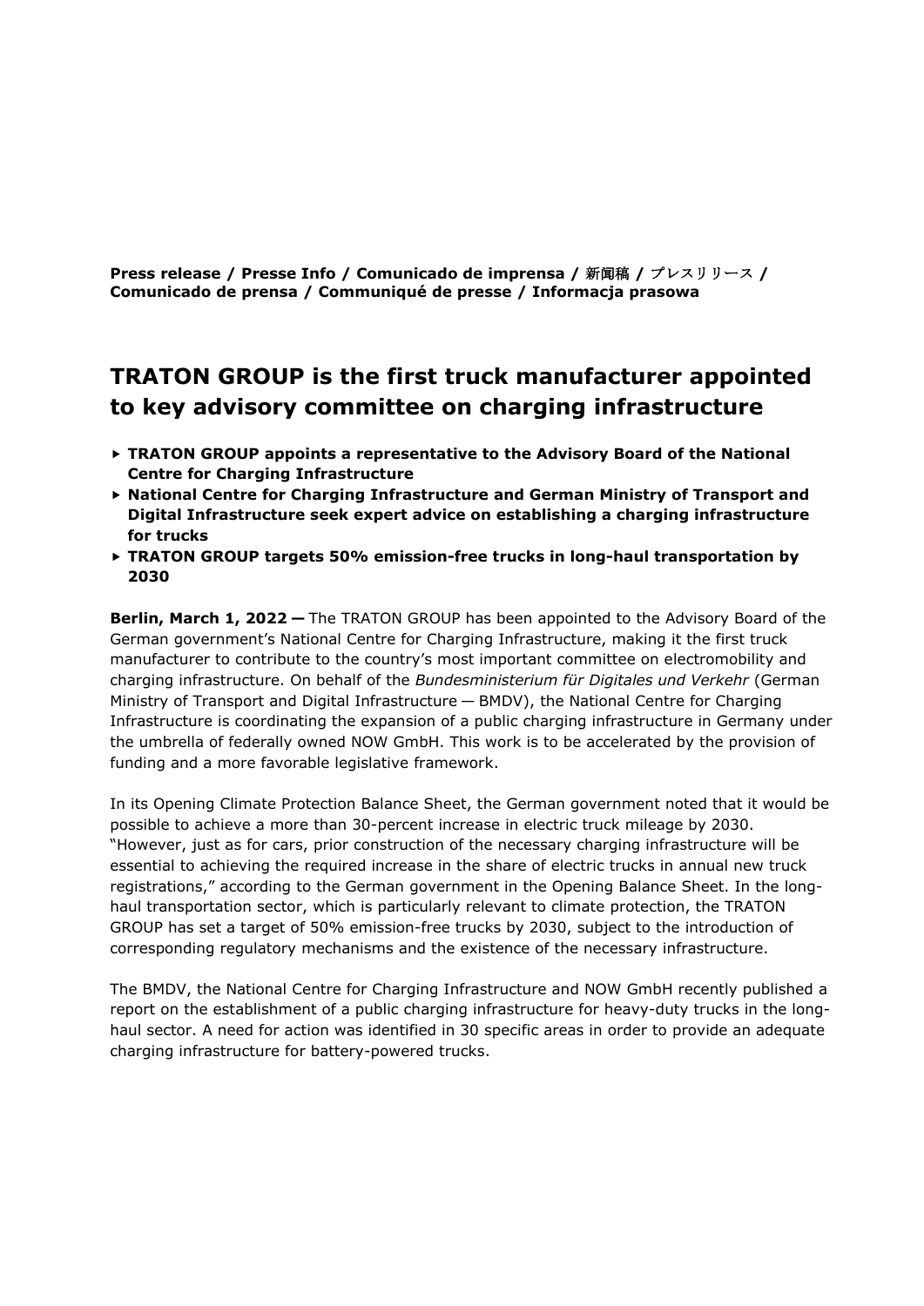**Press release / Presse Info / Comunicado de imprensa /** 新闻稿 **/** プレスリリース **/ Comunicado de prensa / Communiqué de presse / Informacja prasowa**

# TRATON GROUP is the first truck manufacturer appointed to key advisory committee on charging infrastructure

- **TRATON GROUP appoints a representative to the Advisory Board of the National Centre for Charging Infrastructure**
- **National Centre for Charging Infrastructure and German Ministry of Transport and Digital Infrastructure seek expert advice on establishing a charging infrastructure for trucks**
- **TRATON GROUP targets 50% emission-free trucks in long-haul transportation by 2030**

**Berlin, March 1, 2022 —** The TRATON GROUP has been appointed to the Advisory Board of the German government's National Centre for Charging Infrastructure, making it the first truck manufacturer to contribute to the country's most important committee on electromobility and charging infrastructure. On behalf of the *Bundesministerium für Digitales und Verkehr* (German Ministry of Transport and Digital Infrastructure — BMDV), the National Centre for Charging Infrastructure is coordinating the expansion of a public charging infrastructure in Germany under the umbrella of federally owned NOW GmbH. This work is to be accelerated by the provision of funding and a more favorable legislative framework.

In its Opening Climate Protection Balance Sheet, the German government noted that it would be possible to achieve a more than 30-percent increase in electric truck mileage by 2030. "However, just as for cars, prior construction of the necessary charging infrastructure will be essential to achieving the required increase in the share of electric trucks in annual new truck registrations," according to the German government in the Opening Balance Sheet. In the long-haul transportation sector, which is particularly relevant to climate protection, the TRATON GROUP has set a target of 50% emission-free trucks by 2030, subject to the introduction of corresponding regulatory mechanisms and the existence of the necessary infrastructure.

The BMDV, the National Centre for Charging Infrastructure and NOW GmbH recently published a report on the establishment of a public charging infrastructure for heavy-duty trucks in the long-haul sector. A need for action was identified in 30 specific areas in order to provide an adequate charging infrastructure for battery-powered trucks.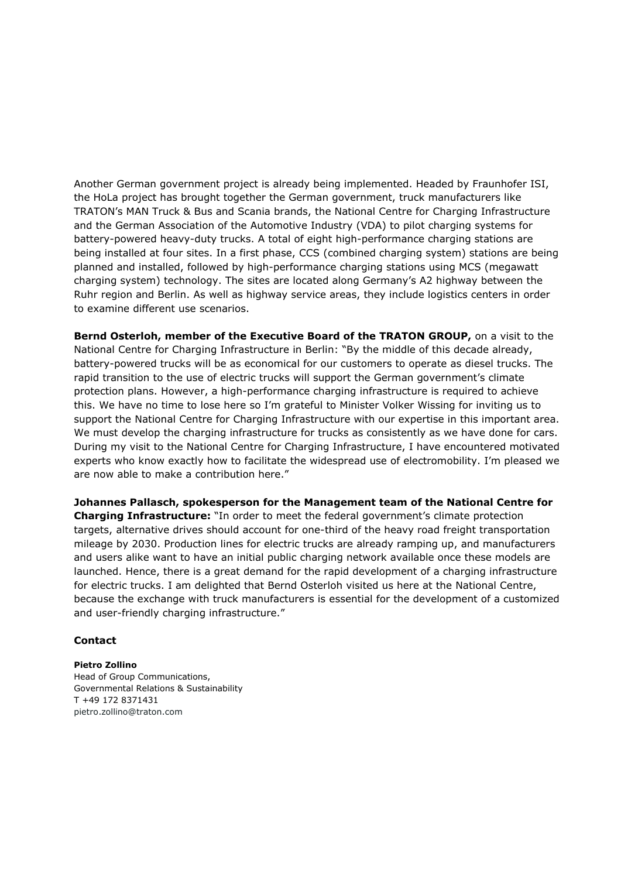Another German government project is already being implemented. Headed by Fraunhofer ISI, the HoLa project has brought together the German government, truck manufacturers like TRATON's MAN Truck & Bus and Scania brands, the National Centre for Charging Infrastructure and the German Association of the Automotive Industry (VDA) to pilot charging systems for battery-powered heavy-duty trucks. A total of eight high-performance charging stations are being installed at four sites. In a first phase, CCS (combined charging system) stations are being planned and installed, followed by high-performance charging stations using MCS (megawatt charging system) technology. The sites are located along Germany's A2 highway between the Ruhr region and Berlin. As well as highway service areas, they include logistics centers in order to examine different use scenarios.

**Bernd Osterloh, member of the Executive Board of the TRATON GROUP,** on a visit to the National Centre for Charging Infrastructure in Berlin: "By the middle of this decade already, battery-powered trucks will be as economical for our customers to operate as diesel trucks. The rapid transition to the use of electric trucks will support the German government's climate protection plans. However, a high-performance charging infrastructure is required to achieve this. We have no time to lose here so I'm grateful to Minister Volker Wissing for inviting us to support the National Centre for Charging Infrastructure with our expertise in this important area. We must develop the charging infrastructure for trucks as consistently as we have done for cars. During my visit to the National Centre for Charging Infrastructure, I have encountered motivated experts who know exactly how to facilitate the widespread use of electromobility. I'm pleased we are now able to make a contribution here."

**Johannes Pallasch, spokesperson for the Management team of the National Centre for Charging Infrastructure:** "In order to meet the federal government's climate protection targets, alternative drives should account for one-third of the heavy road freight transportation mileage by 2030. Production lines for electric trucks are already ramping up, and manufacturers and users alike want to have an initial public charging network available once these models are launched. Hence, there is a great demand for the rapid development of a charging infrastructure for electric trucks. I am delighted that Bernd Osterloh visited us here at the National Centre, because the exchange with truck manufacturers is essential for the development of a customized and user-friendly charging infrastructure."

## Contact

**Pietro Zollino**
Head of Group Communications,
Governmental Relations & Sustainability
T +49 172 8371431
pietro.zollino@traton.com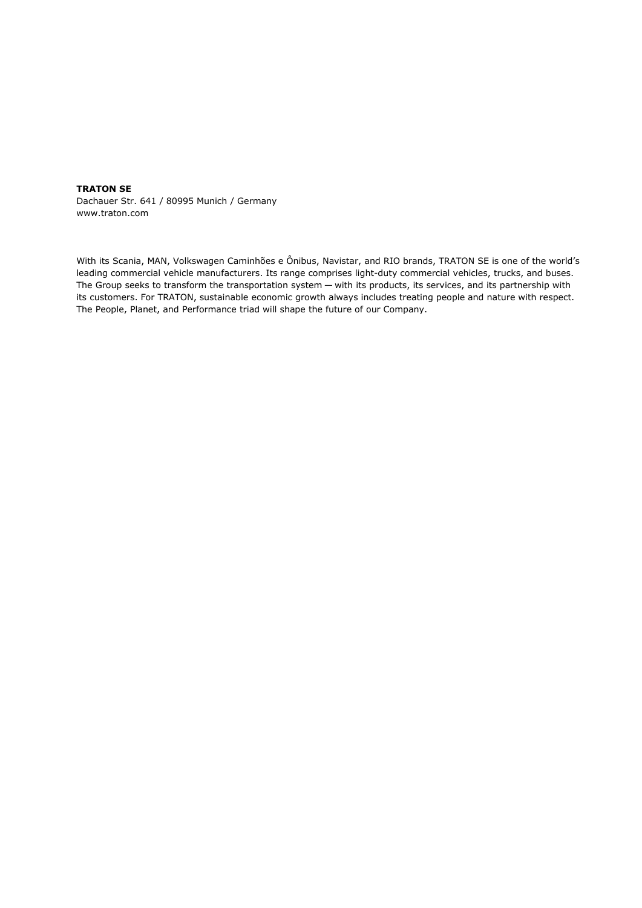**TRATON SE**
Dachauer Str. 641 / 80995 Munich / Germany
www.traton.com

With its Scania, MAN, Volkswagen Caminhões e Ônibus, Navistar, and RIO brands, TRATON SE is one of the world's leading commercial vehicle manufacturers. Its range comprises light-duty commercial vehicles, trucks, and buses. The Group seeks to transform the transportation system — with its products, its services, and its partnership with its customers. For TRATON, sustainable economic growth always includes treating people and nature with respect. The People, Planet, and Performance triad will shape the future of our Company.